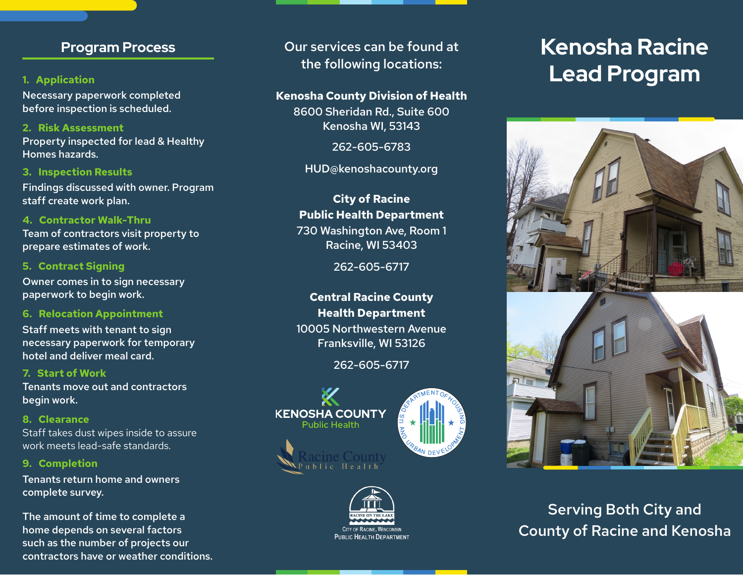## Program Process

### 1. Application

Necessary paperwork completed before inspection is scheduled.

### 2. Risk Assessment

Property inspected for lead & Healthy Homes hazards.

### 3. Inspection Results

Findings discussed with owner. Program staff create work plan.

### 4. Contractor Walk-Thru

Team of contractors visit property to prepare estimates of work.

### 5. Contract Signing

Owner comes in to sign necessary paperwork to begin work.

### 6. Relocation Appointment

Staff meets with tenant to sign necessary paperwork for temporary hotel and deliver meal card.

### 7. Start of Work

Tenants move out and contractors begin work.

### 8. Clearance

Staff takes dust wipes inside to assure work meets lead-safe standards.

### 9. Completion

Tenants return home and owners complete survey.

The amount of time to complete a home depends on several factors such as the number of projects our contractors have or weather conditions.

Our services can be found at the following locations:

**Kenosha County Division of Health**
8600 Sheridan Rd., Suite 600
Kenosha WI, 53143

262-605-6783

HUD@kenoshacounty.org

**City of Racine Public Health Department**
730 Washington Ave, Room 1
Racine, WI 53403

262-605-6717

**Central Racine County Health Department**
10005 Northwestern Avenue
Franksville, WI 53126

262-605-6717

KENOSHA COUNTY Public Health

U.S. DEPARTMENT OF HOUSING AND URBAN DEVELOPMENT

Racine County Public Health

RACINE ON THE LAKE
City of Racine, Wisconsin
Public Health Department

# Kenosha Racine Lead Program

Serving Both City and County of Racine and Kenosha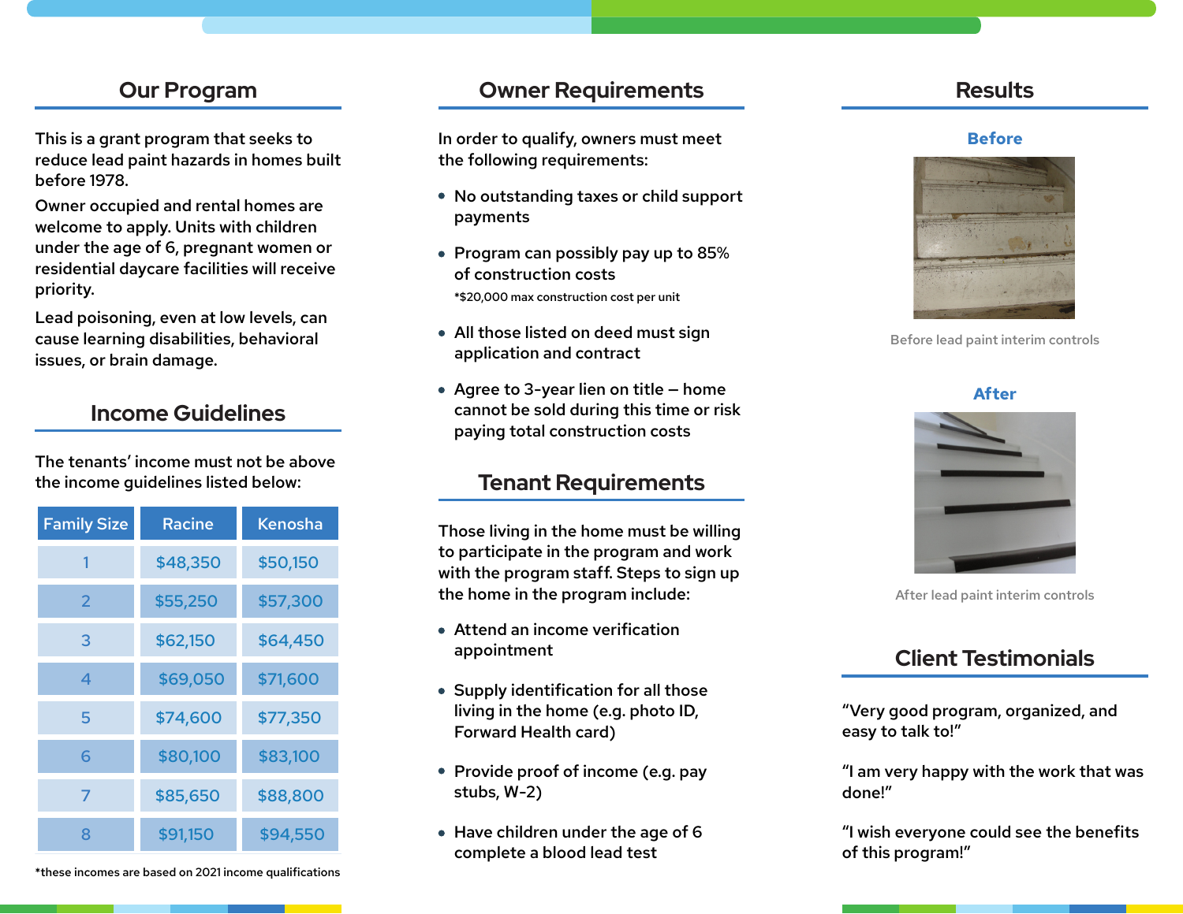## Our Program

This is a grant program that seeks to reduce lead paint hazards in homes built before 1978.

Owner occupied and rental homes are welcome to apply. Units with children under the age of 6, pregnant women or residential daycare facilities will receive priority.

Lead poisoning, even at low levels, can cause learning disabilities, behavioral issues, or brain damage.

## Income Guidelines

The tenants' income must not be above the income guidelines listed below:

| Family Size | Racine | Kenosha |
|---|---|---|
| 1 | $48,350 | $50,150 |
| 2 | $55,250 | $57,300 |
| 3 | $62,150 | $64,450 |
| 4 | $69,050 | $71,600 |
| 5 | $74,600 | $77,350 |
| 6 | $80,100 | $83,100 |
| 7 | $85,650 | $88,800 |
| 8 | $91,150 | $94,550 |

*these incomes are based on 2021 income qualifications

## Owner Requirements

In order to qualify, owners must meet the following requirements:

- No outstanding taxes or child support payments
- Program can possibly pay up to 85% of construction costs
  *$20,000 max construction cost per unit
- All those listed on deed must sign application and contract
- Agree to 3-year lien on title – home cannot be sold during this time or risk paying total construction costs

## Tenant Requirements

Those living in the home must be willing to participate in the program and work with the program staff. Steps to sign up the home in the program include:

- Attend an income verification appointment
- Supply identification for all those living in the home (e.g. photo ID, Forward Health card)
- Provide proof of income (e.g. pay stubs, W-2)
- Have children under the age of 6 complete a blood lead test

## Results

**Before**

Before lead paint interim controls

**After**

After lead paint interim controls

## Client Testimonials

"Very good program, organized, and easy to talk to!"

"I am very happy with the work that was done!"

"I wish everyone could see the benefits of this program!"